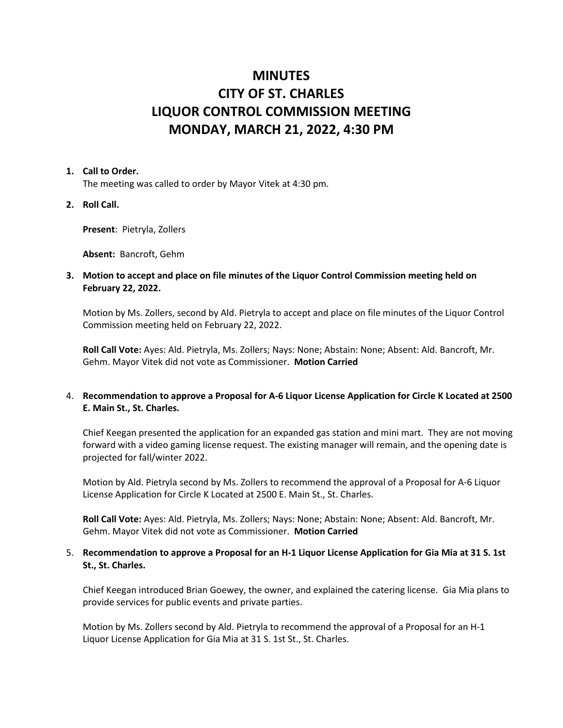# MINUTES
# CITY OF ST. CHARLES
# LIQUOR CONTROL COMMISSION MEETING
# MONDAY, MARCH 21, 2022, 4:30 PM

1. **Call to Order.**

   The meeting was called to order by Mayor Vitek at 4:30 pm.

2. **Roll Call.**

   **Present**: Pietryla, Zollers

   **Absent:** Bancroft, Gehm

3. **Motion to accept and place on file minutes of the Liquor Control Commission meeting held on February 22, 2022.**

   Motion by Ms. Zollers, second by Ald. Pietryla to accept and place on file minutes of the Liquor Control Commission meeting held on February 22, 2022.

   **Roll Call Vote:** Ayes: Ald. Pietryla, Ms. Zollers; Nays: None; Abstain: None; Absent: Ald. Bancroft, Mr. Gehm. Mayor Vitek did not vote as Commissioner. **Motion Carried**

4. **Recommendation to approve a Proposal for A-6 Liquor License Application for Circle K Located at 2500 E. Main St., St. Charles.**

   Chief Keegan presented the application for an expanded gas station and mini mart. They are not moving forward with a video gaming license request. The existing manager will remain, and the opening date is projected for fall/winter 2022.

   Motion by Ald. Pietryla second by Ms. Zollers to recommend the approval of a Proposal for A-6 Liquor License Application for Circle K Located at 2500 E. Main St., St. Charles.

   **Roll Call Vote:** Ayes: Ald. Pietryla, Ms. Zollers; Nays: None; Abstain: None; Absent: Ald. Bancroft, Mr. Gehm. Mayor Vitek did not vote as Commissioner. **Motion Carried**

5. **Recommendation to approve a Proposal for an H-1 Liquor License Application for Gia Mia at 31 S. 1st St., St. Charles.**

   Chief Keegan introduced Brian Goewey, the owner, and explained the catering license. Gia Mia plans to provide services for public events and private parties.

   Motion by Ms. Zollers second by Ald. Pietryla to recommend the approval of a Proposal for an H-1 Liquor License Application for Gia Mia at 31 S. 1st St., St. Charles.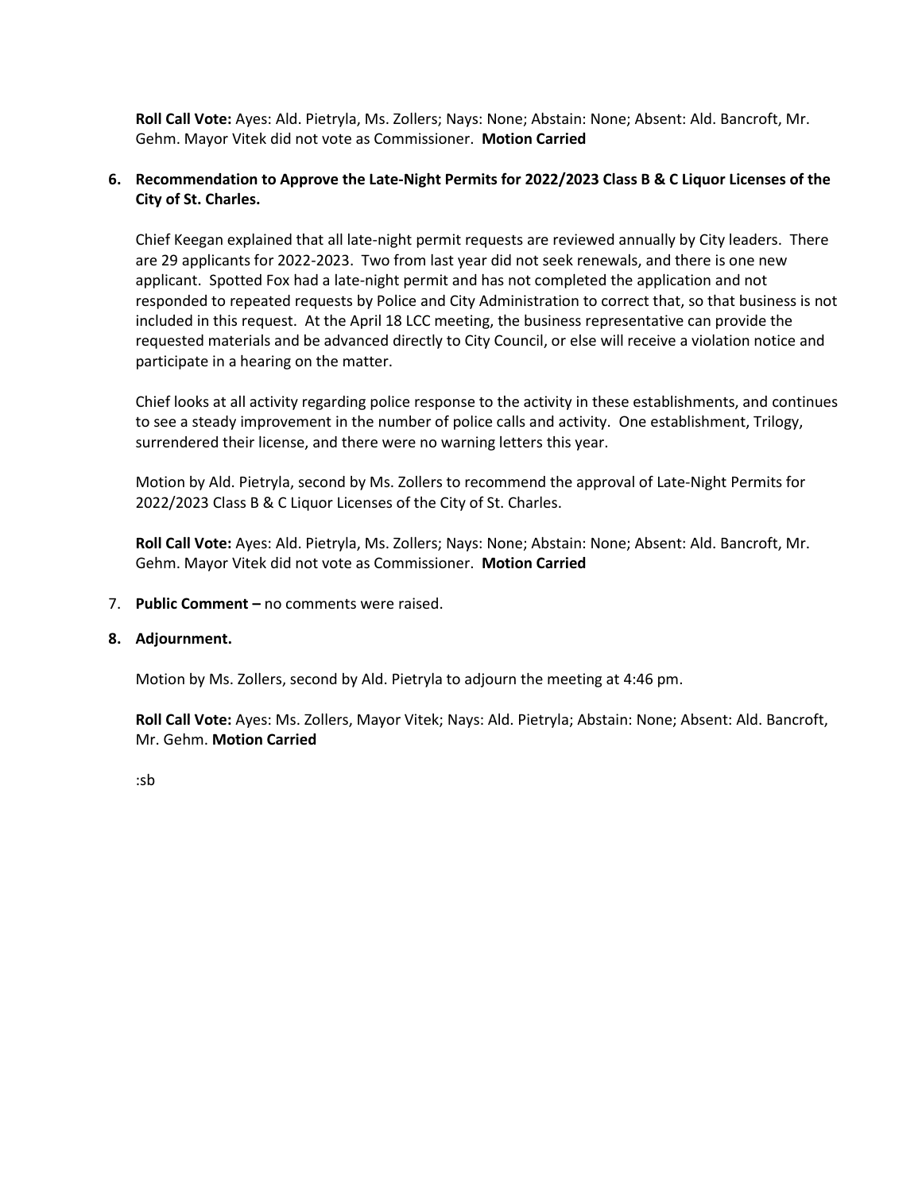**Roll Call Vote:** Ayes: Ald. Pietryla, Ms. Zollers; Nays: None; Abstain: None; Absent: Ald. Bancroft, Mr. Gehm. Mayor Vitek did not vote as Commissioner. **Motion Carried**

6. **Recommendation to Approve the Late-Night Permits for 2022/2023 Class B & C Liquor Licenses of the City of St. Charles.**

   Chief Keegan explained that all late-night permit requests are reviewed annually by City leaders. There are 29 applicants for 2022-2023. Two from last year did not seek renewals, and there is one new applicant. Spotted Fox had a late-night permit and has not completed the application and not responded to repeated requests by Police and City Administration to correct that, so that business is not included in this request. At the April 18 LCC meeting, the business representative can provide the requested materials and be advanced directly to City Council, or else will receive a violation notice and participate in a hearing on the matter.

   Chief looks at all activity regarding police response to the activity in these establishments, and continues to see a steady improvement in the number of police calls and activity. One establishment, Trilogy, surrendered their license, and there were no warning letters this year.

   Motion by Ald. Pietryla, second by Ms. Zollers to recommend the approval of Late-Night Permits for 2022/2023 Class B & C Liquor Licenses of the City of St. Charles.

   **Roll Call Vote:** Ayes: Ald. Pietryla, Ms. Zollers; Nays: None; Abstain: None; Absent: Ald. Bancroft, Mr. Gehm. Mayor Vitek did not vote as Commissioner. **Motion Carried**

7. **Public Comment –** no comments were raised.

8. **Adjournment.**

   Motion by Ms. Zollers, second by Ald. Pietryla to adjourn the meeting at 4:46 pm.

   **Roll Call Vote:** Ayes: Ms. Zollers, Mayor Vitek; Nays: Ald. Pietryla; Abstain: None; Absent: Ald. Bancroft, Mr. Gehm. **Motion Carried**

   :sb